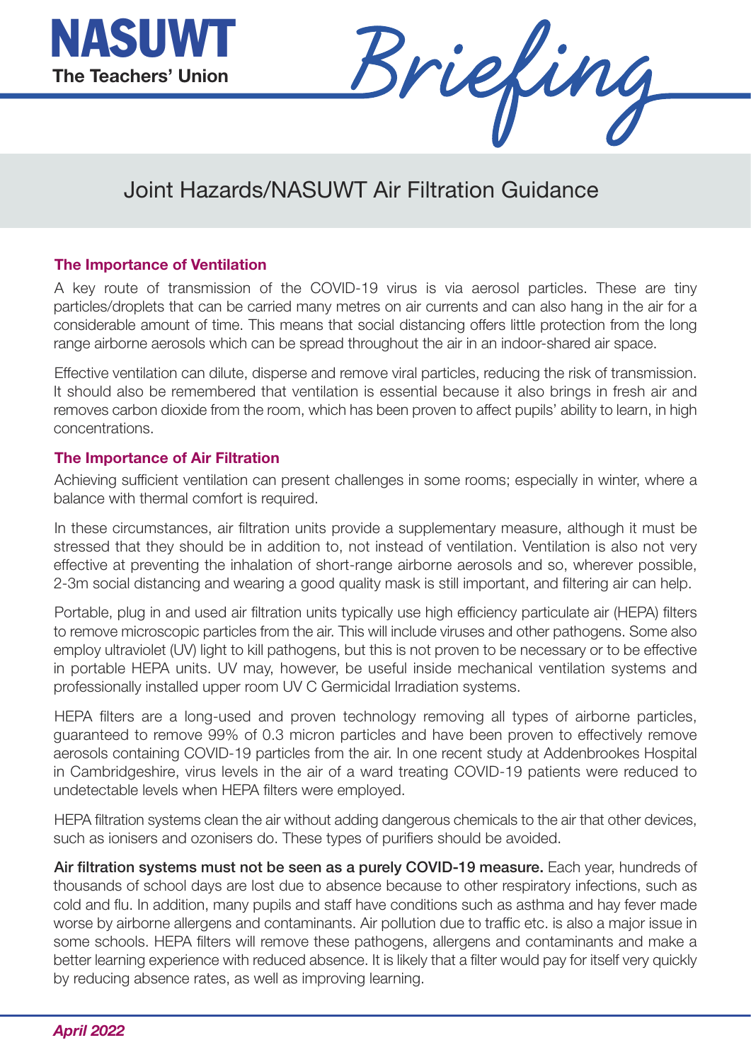NASUWT

The Teachers' Union

*Briefing*

# Joint Hazards/NASUWT Air Filtration Guidance

## The Importance of Ventilation

A key route of transmission of the COVID-19 virus is via aerosol particles. These are tiny particles/droplets that can be carried many metres on air currents and can also hang in the air for a considerable amount of time. This means that social distancing offers little protection from the long range airborne aerosols which can be spread throughout the air in an indoor-shared air space.

Effective ventilation can dilute, disperse and remove viral particles, reducing the risk of transmission. It should also be remembered that ventilation is essential because it also brings in fresh air and removes carbon dioxide from the room, which has been proven to affect pupils' ability to learn, in high concentrations.

## The Importance of Air Filtration

Achieving sufficient ventilation can present challenges in some rooms; especially in winter, where a balance with thermal comfort is required.

In these circumstances, air filtration units provide a supplementary measure, although it must be stressed that they should be in addition to, not instead of ventilation. Ventilation is also not very effective at preventing the inhalation of short-range airborne aerosols and so, wherever possible, 2-3m social distancing and wearing a good quality mask is still important, and filtering air can help.

Portable, plug in and used air filtration units typically use high efficiency particulate air (HEPA) filters to remove microscopic particles from the air. This will include viruses and other pathogens. Some also employ ultraviolet (UV) light to kill pathogens, but this is not proven to be necessary or to be effective in portable HEPA units. UV may, however, be useful inside mechanical ventilation systems and professionally installed upper room UV C Germicidal Irradiation systems.

HEPA filters are a long-used and proven technology removing all types of airborne particles, guaranteed to remove 99% of 0.3 micron particles and have been proven to effectively remove aerosols containing COVID-19 particles from the air. In one recent study at Addenbrookes Hospital in Cambridgeshire, virus levels in the air of a ward treating COVID-19 patients were reduced to undetectable levels when HEPA filters were employed.

HEPA filtration systems clean the air without adding dangerous chemicals to the air that other devices, such as ionisers and ozonisers do. These types of purifiers should be avoided.

**Air filtration systems must not be seen as a purely COVID-19 measure.** Each year, hundreds of thousands of school days are lost due to absence because to other respiratory infections, such as cold and flu. In addition, many pupils and staff have conditions such as asthma and hay fever made worse by airborne allergens and contaminants. Air pollution due to traffic etc. is also a major issue in some schools. HEPA filters will remove these pathogens, allergens and contaminants and make a better learning experience with reduced absence. It is likely that a filter would pay for itself very quickly by reducing absence rates, as well as improving learning.

*April 2022*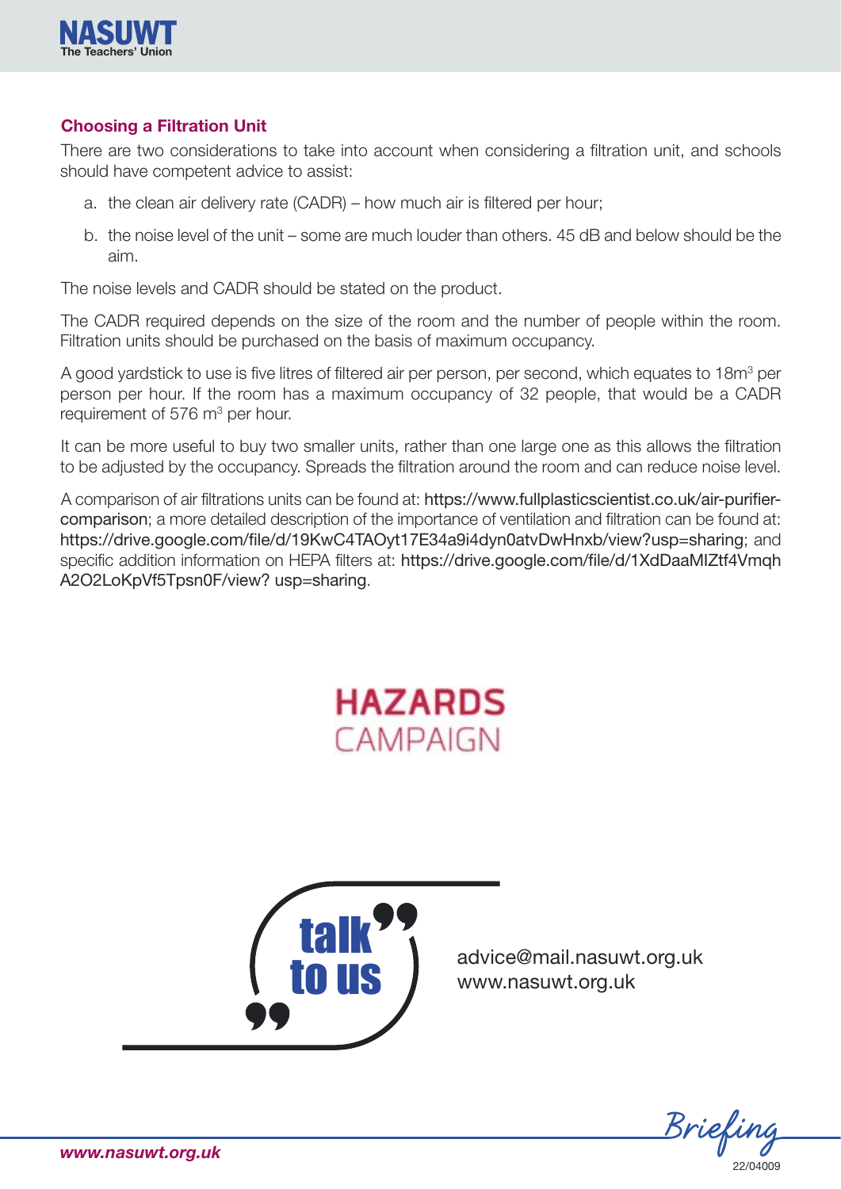### Choosing a Filtration Unit

There are two considerations to take into account when considering a filtration unit, and schools should have competent advice to assist:

a. the clean air delivery rate (CADR) – how much air is filtered per hour;

b. the noise level of the unit – some are much louder than others. 45 dB and below should be the aim.

The noise levels and CADR should be stated on the product.

The CADR required depends on the size of the room and the number of people within the room. Filtration units should be purchased on the basis of maximum occupancy.

A good yardstick to use is five litres of filtered air per person, per second, which equates to 18m$^3$ per person per hour. If the room has a maximum occupancy of 32 people, that would be a CADR requirement of 576 m$^3$ per hour.

It can be more useful to buy two smaller units, rather than one large one as this allows the filtration to be adjusted by the occupancy. Spreads the filtration around the room and can reduce noise level.

A comparison of air filtrations units can be found at: https://www.fullplasticscientist.co.uk/air-purifier-comparison; a more detailed description of the importance of ventilation and filtration can be found at: https://drive.google.com/file/d/19KwC4TAOyt17E34a9i4dyn0atvDwHnxb/view?usp=sharing; and specific addition information on HEPA filters at: https://drive.google.com/file/d/1XdDaaMIZtf4VmqhA2O2LoKpVf5Tpsn0F/view? usp=sharing.

HAZARDS CAMPAIGN

talk to us

advice@mail.nasuwt.org.uk
www.nasuwt.org.uk